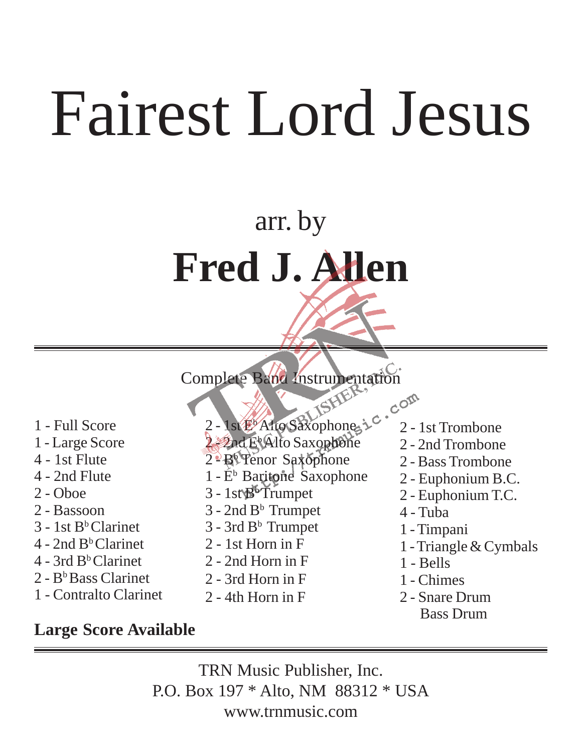# Fairest Lord Jesus

arr. by

## Fred J. Allen

Complete Band Instrumentation

1 - Full Score
1 - Large Score
4 - 1st Flute
4 - 2nd Flute
2 - Oboe
2 - Bassoon
3 - 1st B$^b$ Clarinet
4 - 2nd B$^b$ Clarinet
4 - 3rd B$^b$ Clarinet
2 - B$^b$ Bass Clarinet
1 - Contralto Clarinet

2 - 1st E$^b$ Alto Saxophone
2 - 2nd E$^b$ Alto Saxophone
2 - B$^b$ Tenor Saxophone
1 - E$^b$ Baritone Saxophone
3 - 1st B$^b$ Trumpet
3 - 2nd B$^b$ Trumpet
3 - 3rd B$^b$ Trumpet
2 - 1st Horn in F
2 - 2nd Horn in F
2 - 3rd Horn in F
2 - 4th Horn in F

2 - 1st Trombone
2 - 2nd Trombone
2 - Bass Trombone
2 - Euphonium B.C.
2 - Euphonium T.C.
4 - Tuba
1 - Timpani
1 - Triangle & Cymbals
1 - Bells
1 - Chimes
2 - Snare Drum
Bass Drum

**Large Score Available**

TRN Music Publisher, Inc.
P.O. Box 197 * Alto, NM 88312 * USA
www.trnmusic.com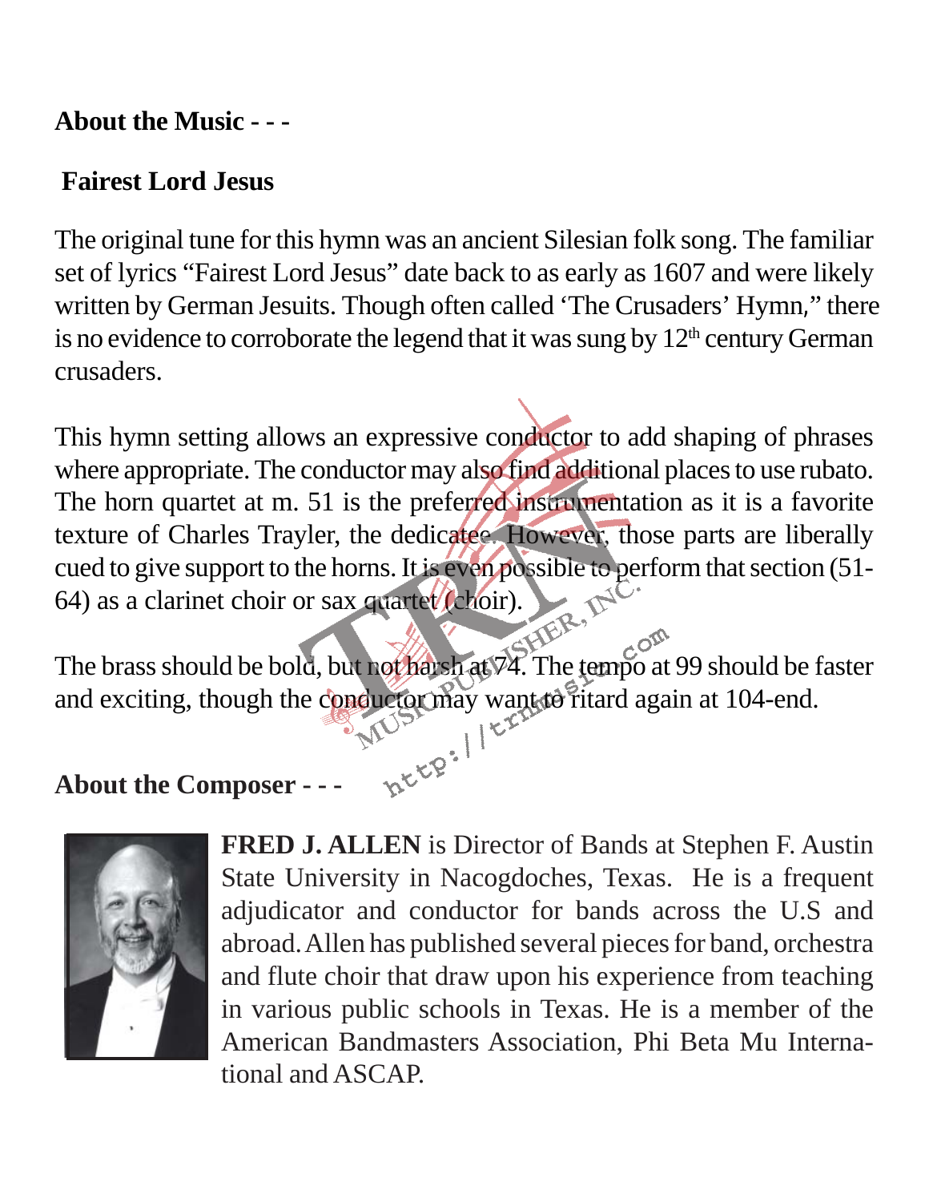**About the Music - - -**

**Fairest Lord Jesus**

The original tune for this hymn was an ancient Silesian folk song. The familiar set of lyrics "Fairest Lord Jesus" date back to as early as 1607 and were likely written by German Jesuits. Though often called 'The Crusaders' Hymn," there is no evidence to corroborate the legend that it was sung by 12th century German crusaders.

This hymn setting allows an expressive conductor to add shaping of phrases where appropriate. The conductor may also find additional places to use rubato. The horn quartet at m. 51 is the preferred instrumentation as it is a favorite texture of Charles Trayler, the dedicatee. However, those parts are liberally cued to give support to the horns. It is even possible to perform that section (51-64) as a clarinet choir or sax quartet (choir).

The brass should be bold, but not harsh at 74. The tempo at 99 should be faster and exciting, though the conductor may want to ritard again at 104-end.

**About the Composer - - -**

**FRED J. ALLEN** is Director of Bands at Stephen F. Austin State University in Nacogdoches, Texas. He is a frequent adjudicator and conductor for bands across the U.S and abroad. Allen has published several pieces for band, orchestra and flute choir that draw upon his experience from teaching in various public schools in Texas. He is a member of the American Bandmasters Association, Phi Beta Mu International and ASCAP.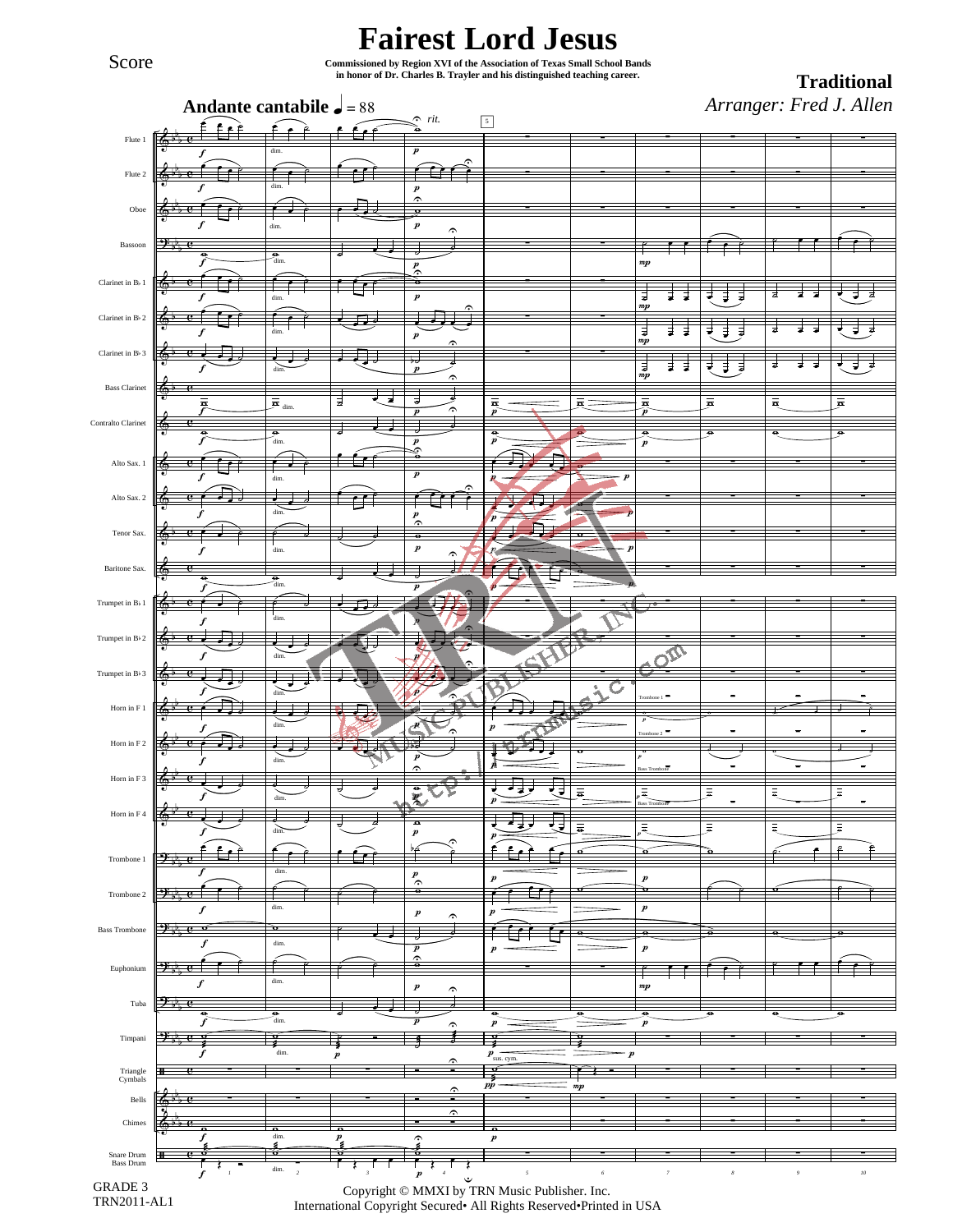Score

# Fairest Lord Jesus

**Commissioned by Region XVI of the Association of Texas Small School Bands in honor of Dr. Charles B. Trayler and his distinguished teaching career.**

**Traditional**

*Arranger: Fred J. Allen*

**Andante cantabile** ♩ = 88

GRADE 3
TRN2011-AL1

Copyright © MMXI by TRN Music Publisher. Inc.
International Copyright Secured• All Rights Reserved•Printed in USA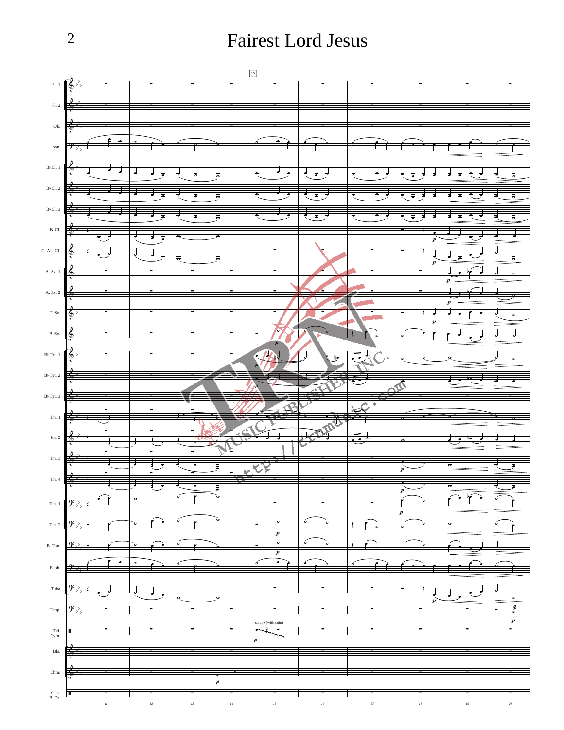# Fairest Lord Jesus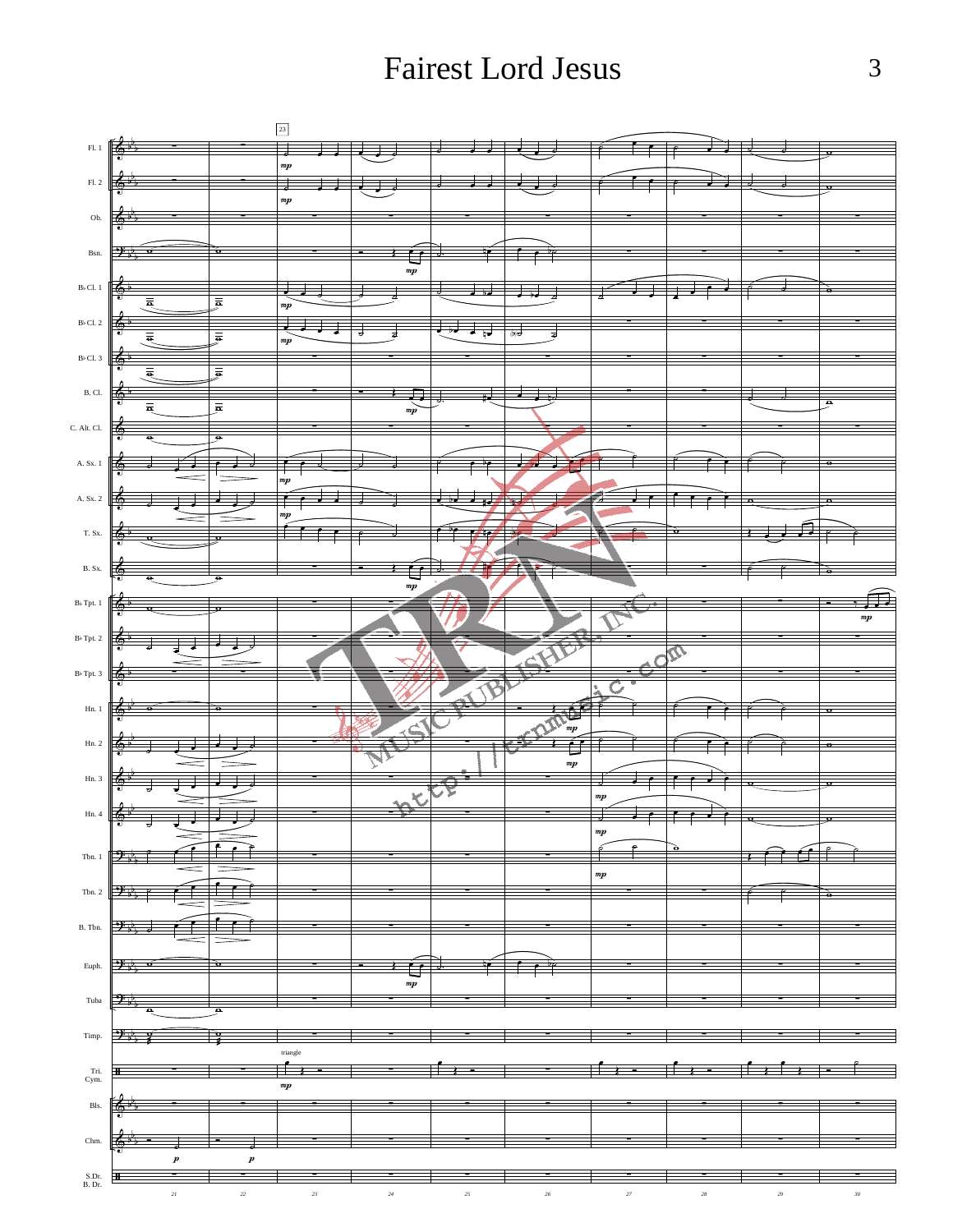# Fairest Lord Jesus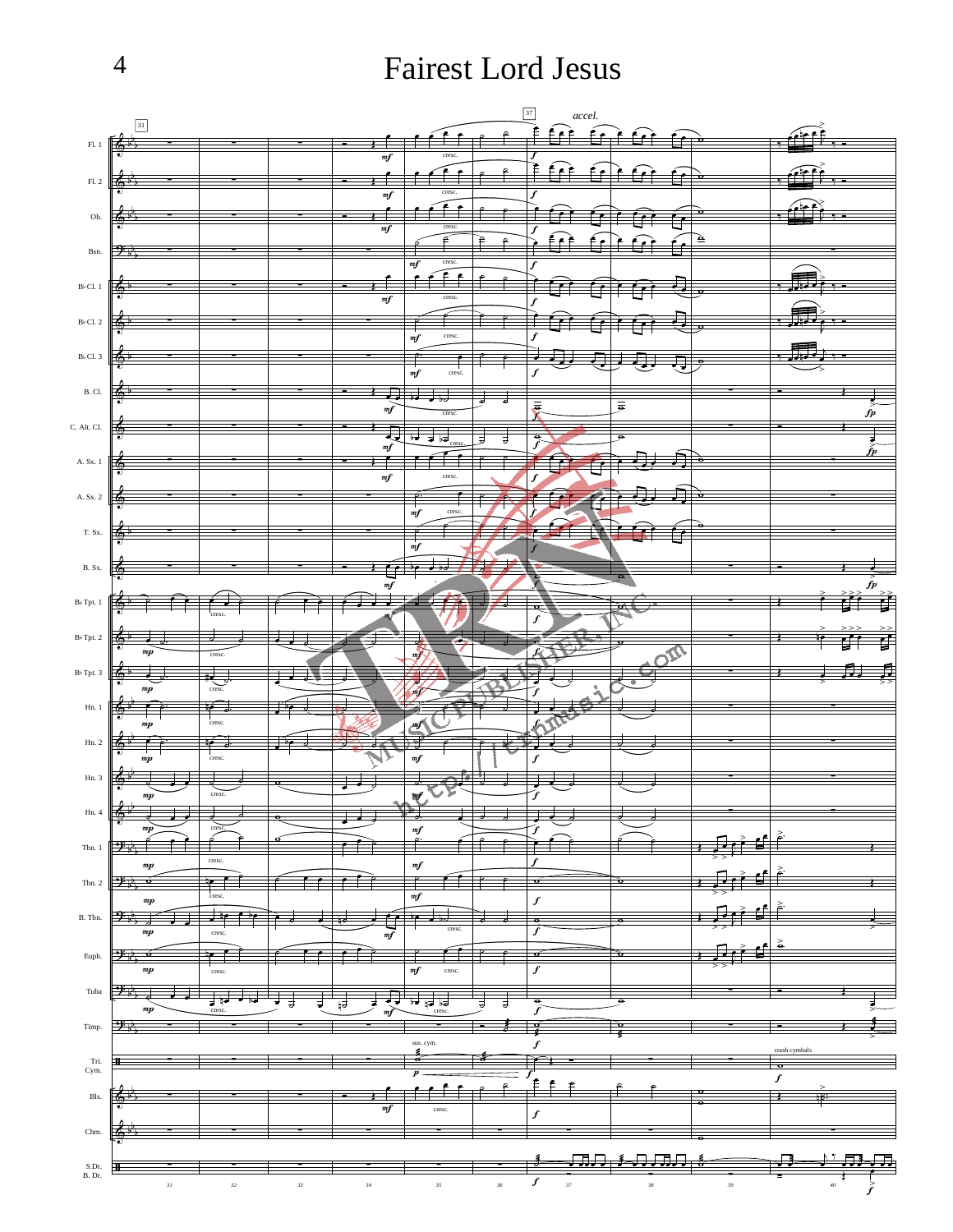# Fairest Lord Jesus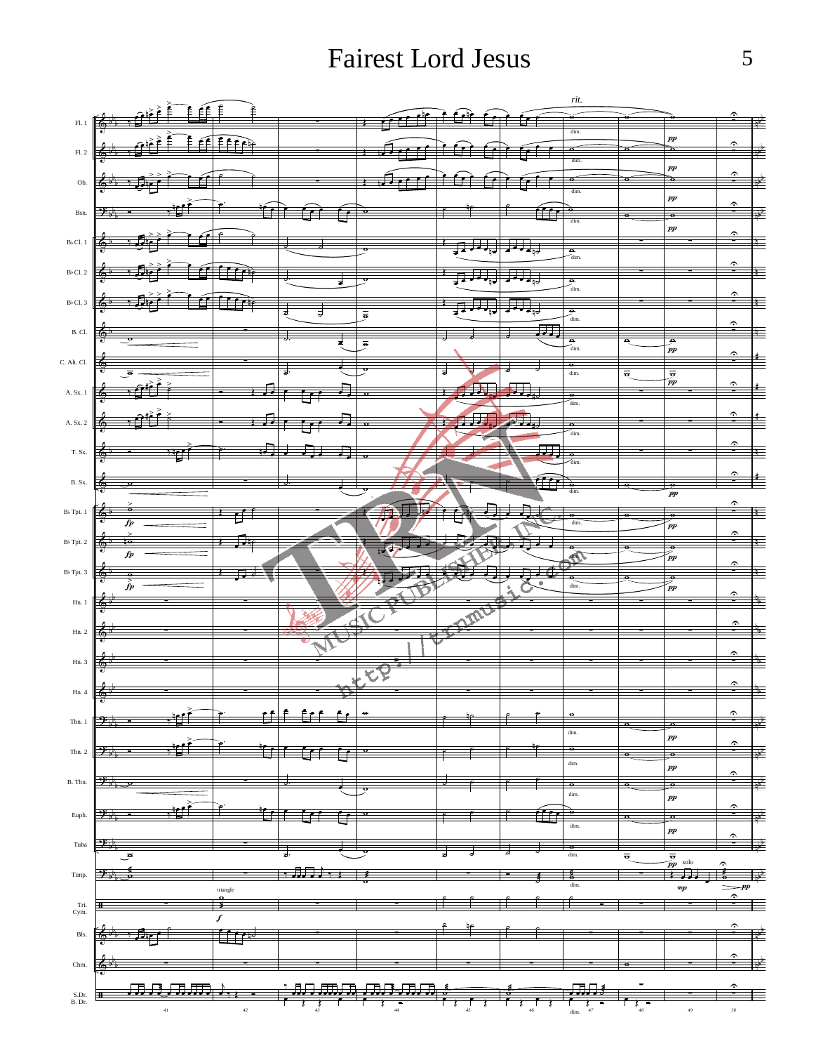# Fairest Lord Jesus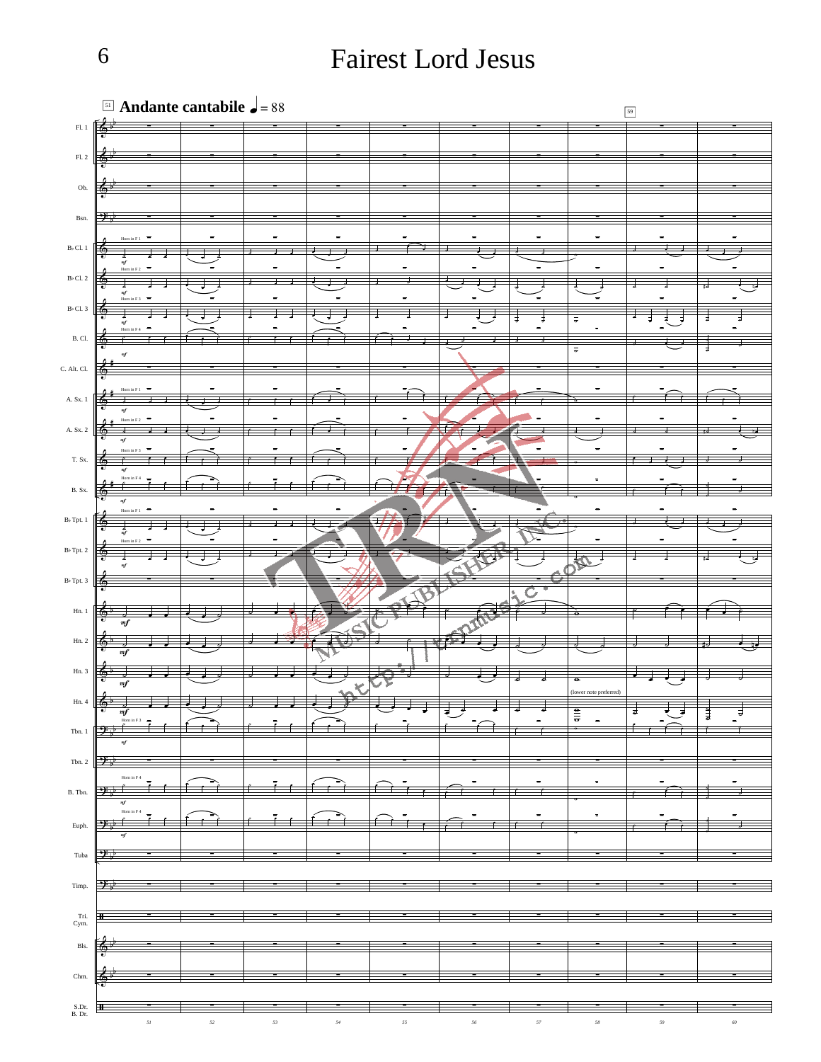# Fairest Lord Jesus

51 **Andante cantabile** ♩ = 88

59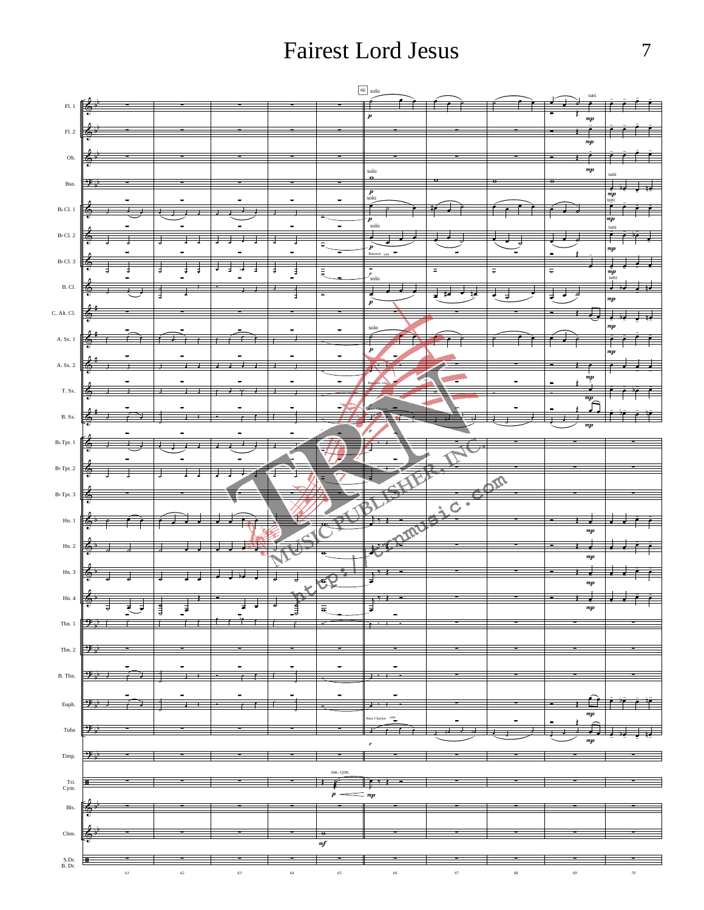# Fairest Lord Jesus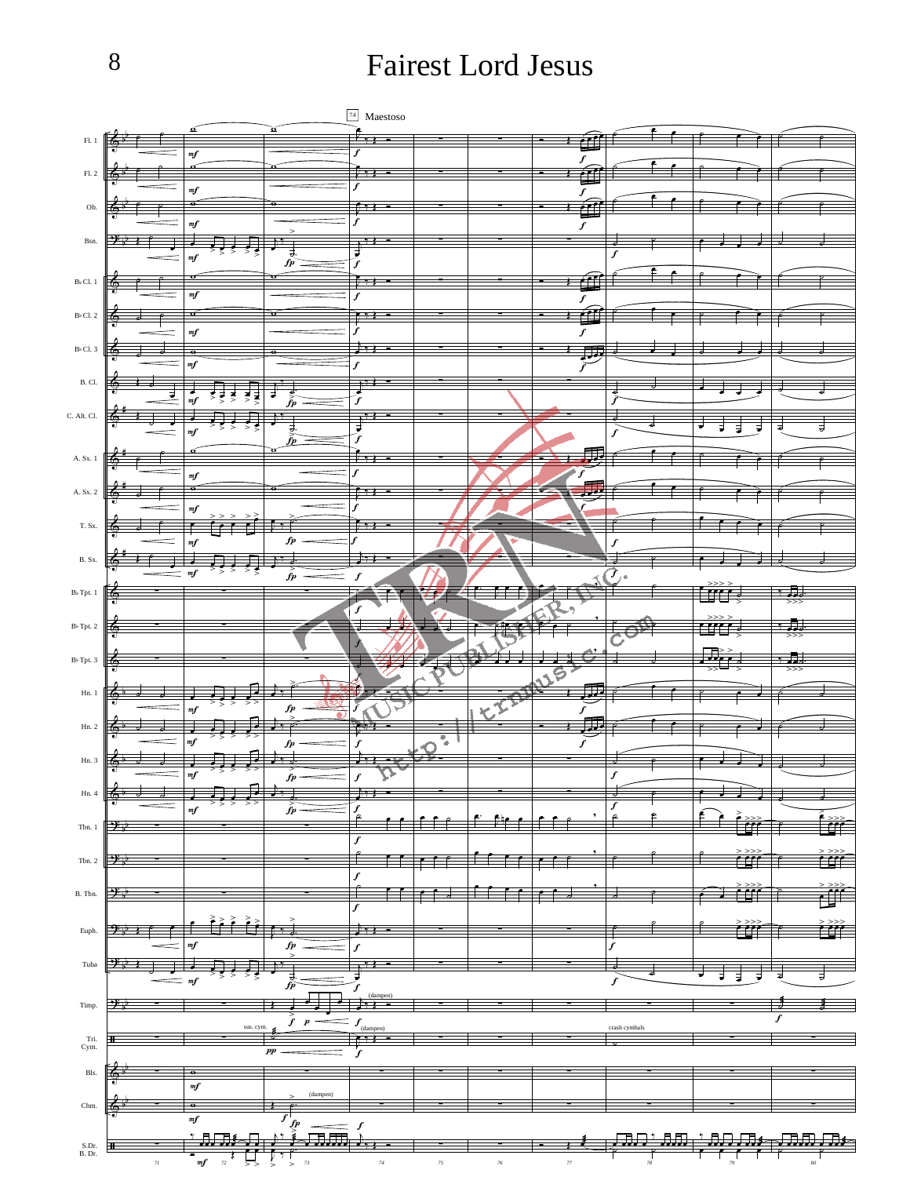# Fairest Lord Jesus

74 Maestoso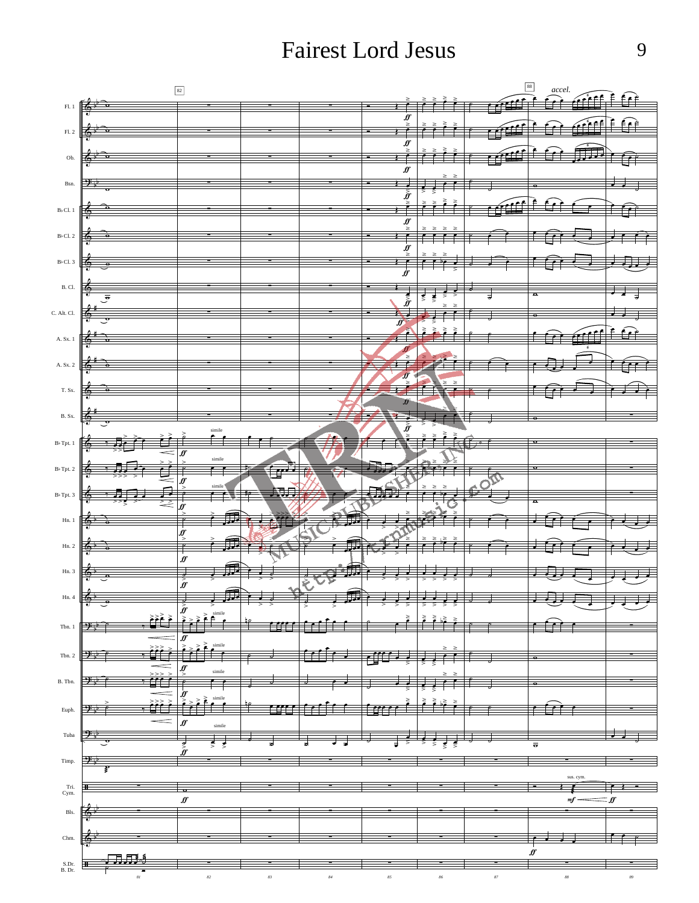# Fairest Lord Jesus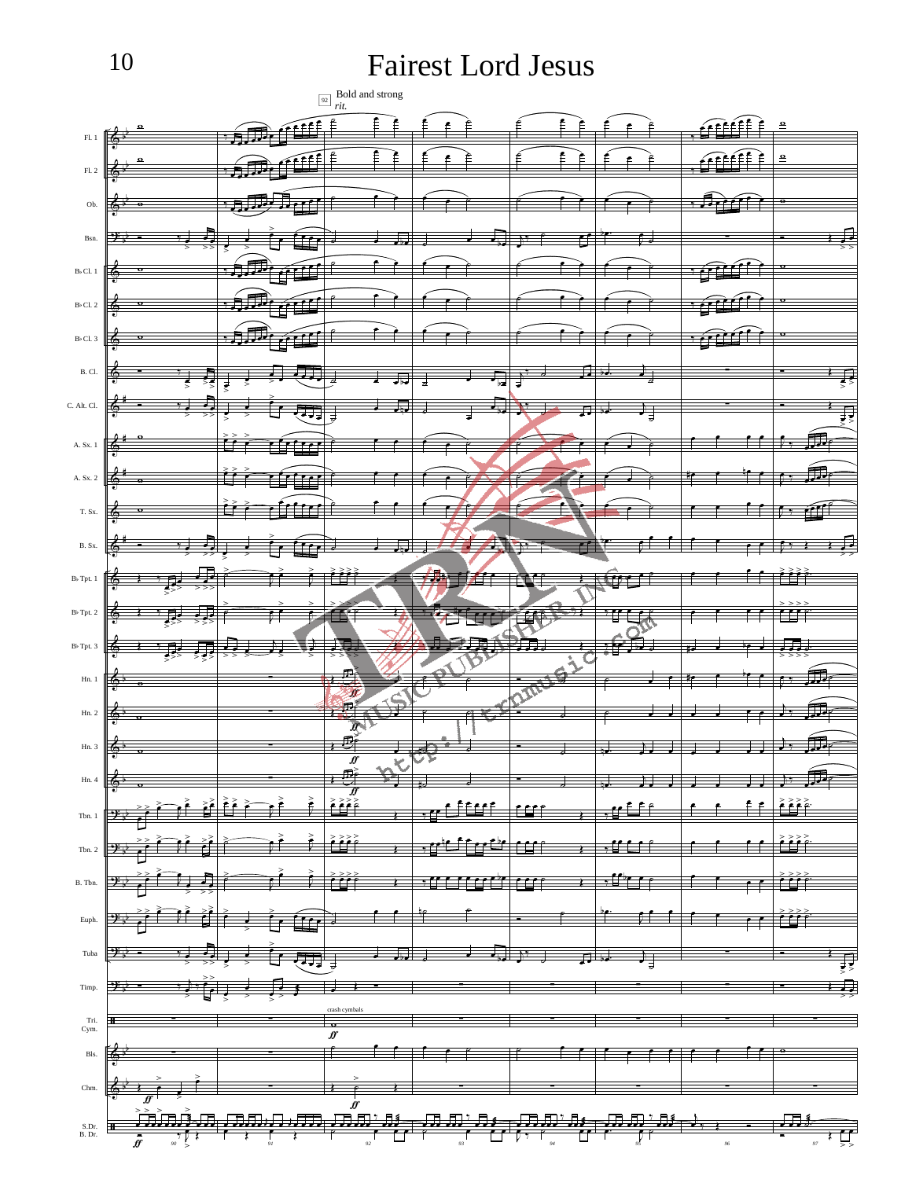# Fairest Lord Jesus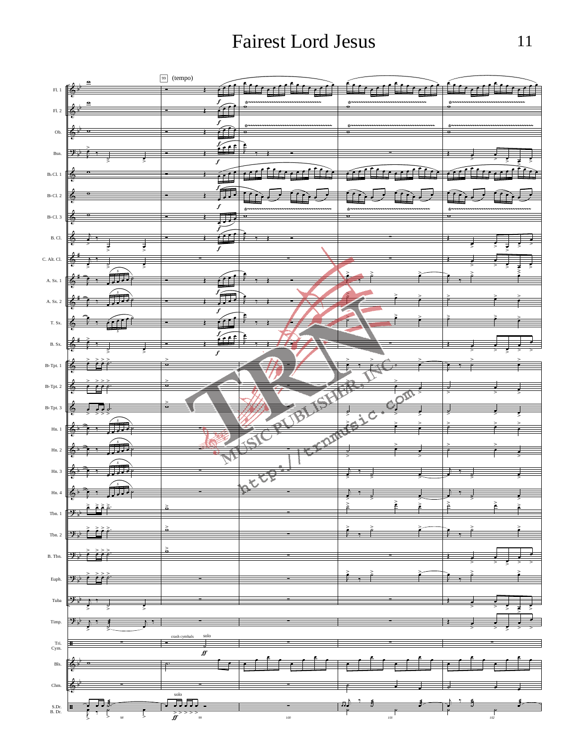# Fairest Lord Jesus